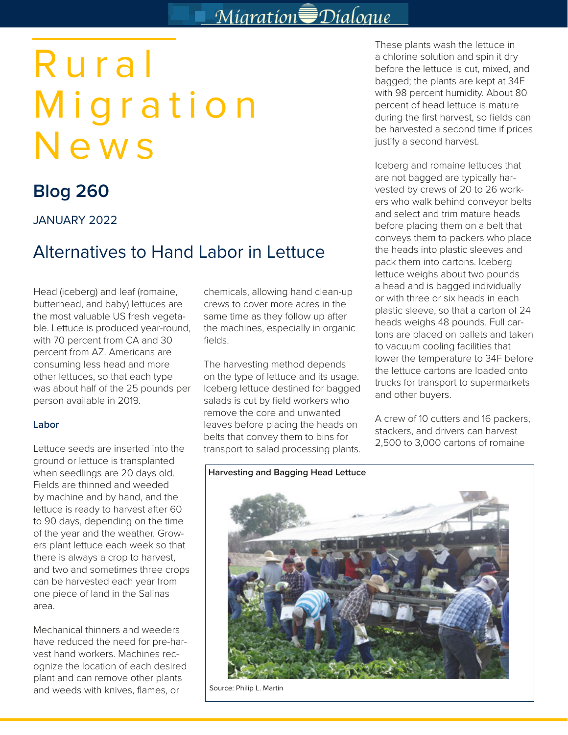# Rural Migration News

## Blog 260

JANUARY 2022

## Alternatives to Hand Labor in Lettuce

Head (iceberg) and leaf (romaine, butterhead, and baby) lettuces are the most valuable US fresh vegetable. Lettuce is produced year-round, with 70 percent from CA and 30 percent from AZ. Americans are consuming less head and more other lettuces, so that each type was about half of the 25 pounds per person available in 2019.

### Labor

Lettuce seeds are inserted into the ground or lettuce is transplanted when seedlings are 20 days old. Fields are thinned and weeded by machine and by hand, and the lettuce is ready to harvest after 60 to 90 days, depending on the time of the year and the weather. Growers plant lettuce each week so that there is always a crop to harvest, and two and sometimes three crops can be harvested each year from one piece of land in the Salinas area.

Mechanical thinners and weeders have reduced the need for pre-harvest hand workers. Machines recognize the location of each desired plant and can remove other plants and weeds with knives, flames, or chemicals, allowing hand clean-up crews to cover more acres in the same time as they follow up after the machines, especially in organic fields.

The harvesting method depends on the type of lettuce and its usage. Iceberg lettuce destined for bagged salads is cut by field workers who remove the core and unwanted leaves before placing the heads on belts that convey them to bins for transport to salad processing plants. These plants wash the lettuce in a chlorine solution and spin it dry before the lettuce is cut, mixed, and bagged; the plants are kept at 34F with 98 percent humidity. About 80 percent of head lettuce is mature during the first harvest, so fields can be harvested a second time if prices justify a second harvest.

Iceberg and romaine lettuces that are not bagged are typically harvested by crews of 20 to 26 workers who walk behind conveyor belts and select and trim mature heads before placing them on a belt that conveys them to packers who place the heads into plastic sleeves and pack them into cartons. Iceberg lettuce weighs about two pounds a head and is bagged individually or with three or six heads in each plastic sleeve, so that a carton of 24 heads weighs 48 pounds. Full cartons are placed on pallets and taken to vacuum cooling facilities that lower the temperature to 34F before the lettuce cartons are loaded onto trucks for transport to supermarkets and other buyers.

A crew of 10 cutters and 16 packers, stackers, and drivers can harvest 2,500 to 3,000 cartons of romaine

**Harvesting and Bagging Head Lettuce**

Source: Philip L. Martin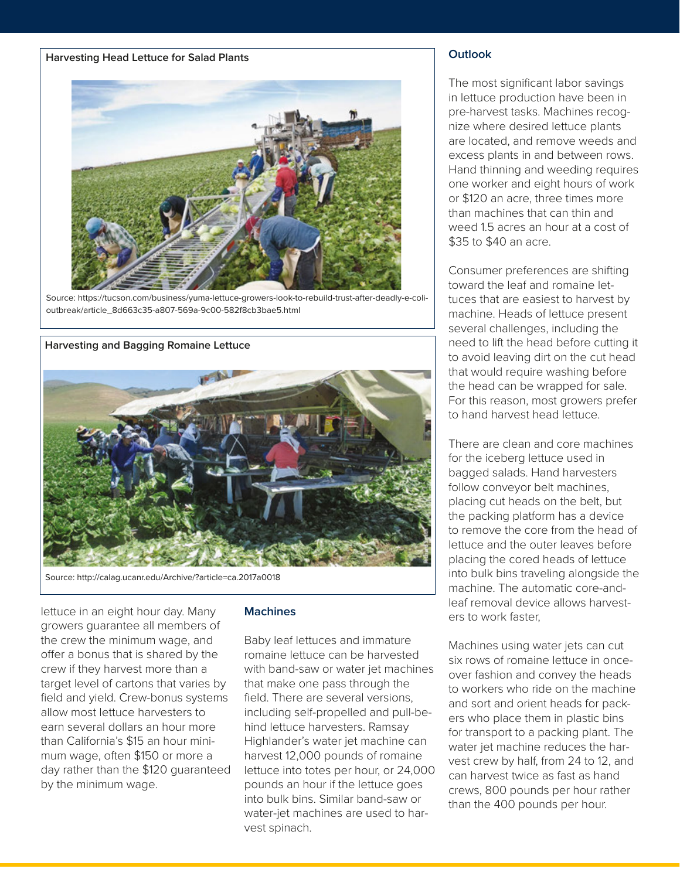**Harvesting Head Lettuce for Salad Plants**

Source: https://tucson.com/business/yuma-lettuce-growers-look-to-rebuild-trust-after-deadly-e-coli-outbreak/article_8d663c35-a807-569a-9c00-582f8cb3bae5.html

**Harvesting and Bagging Romaine Lettuce**

Source: http://calag.ucanr.edu/Archive/?article=ca.2017a0018

lettuce in an eight hour day. Many growers guarantee all members of the crew the minimum wage, and offer a bonus that is shared by the crew if they harvest more than a target level of cartons that varies by field and yield. Crew-bonus systems allow most lettuce harvesters to earn several dollars an hour more than California's $15 an hour minimum wage, often $150 or more a day rather than the $120 guaranteed by the minimum wage.

## Machines

Baby leaf lettuces and immature romaine lettuce can be harvested with band-saw or water jet machines that make one pass through the field. There are several versions, including self-propelled and pull-behind lettuce harvesters. Ramsay Highlander's water jet machine can harvest 12,000 pounds of romaine lettuce into totes per hour, or 24,000 pounds an hour if the lettuce goes into bulk bins. Similar band-saw or water-jet machines are used to harvest spinach.

## Outlook

The most significant labor savings in lettuce production have been in pre-harvest tasks. Machines recognize where desired lettuce plants are located, and remove weeds and excess plants in and between rows. Hand thinning and weeding requires one worker and eight hours of work or $120 an acre, three times more than machines that can thin and weed 1.5 acres an hour at a cost of $35 to $40 an acre.

Consumer preferences are shifting toward the leaf and romaine lettuces that are easiest to harvest by machine. Heads of lettuce present several challenges, including the need to lift the head before cutting it to avoid leaving dirt on the cut head that would require washing before the head can be wrapped for sale. For this reason, most growers prefer to hand harvest head lettuce.

There are clean and core machines for the iceberg lettuce used in bagged salads. Hand harvesters follow conveyor belt machines, placing cut heads on the belt, but the packing platform has a device to remove the core from the head of lettuce and the outer leaves before placing the cored heads of lettuce into bulk bins traveling alongside the machine. The automatic core-and-leaf removal device allows harvesters to work faster,

Machines using water jets can cut six rows of romaine lettuce in once-over fashion and convey the heads to workers who ride on the machine and sort and orient heads for packers who place them in plastic bins for transport to a packing plant. The water jet machine reduces the harvest crew by half, from 24 to 12, and can harvest twice as fast as hand crews, 800 pounds per hour rather than the 400 pounds per hour.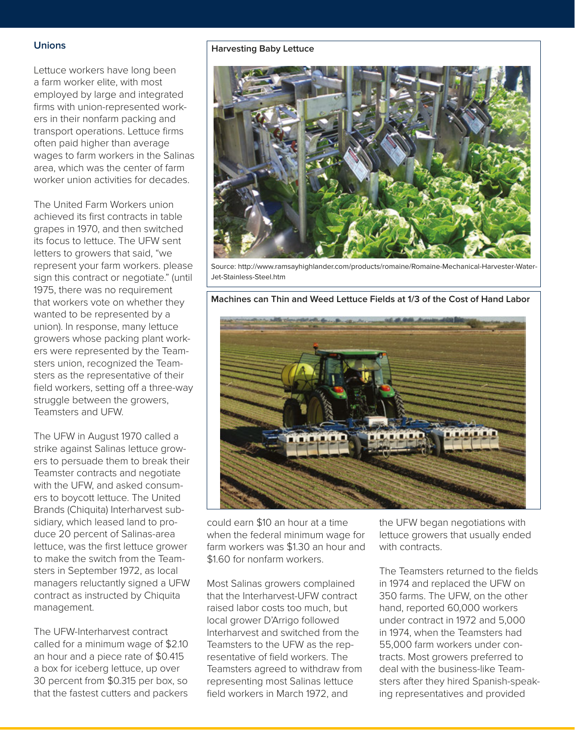### Unions

Lettuce workers have long been a farm worker elite, with most employed by large and integrated firms with union-represented workers in their nonfarm packing and transport operations. Lettuce firms often paid higher than average wages to farm workers in the Salinas area, which was the center of farm worker union activities for decades.

The United Farm Workers union achieved its first contracts in table grapes in 1970, and then switched its focus to lettuce. The UFW sent letters to growers that said, "we represent your farm workers. please sign this contract or negotiate." (until 1975, there was no requirement that workers vote on whether they wanted to be represented by a union). In response, many lettuce growers whose packing plant workers were represented by the Teamsters union, recognized the Teamsters as the representative of their field workers, setting off a three-way struggle between the growers, Teamsters and UFW.

The UFW in August 1970 called a strike against Salinas lettuce growers to persuade them to break their Teamster contracts and negotiate with the UFW, and asked consumers to boycott lettuce. The United Brands (Chiquita) Interharvest subsidiary, which leased land to produce 20 percent of Salinas-area lettuce, was the first lettuce grower to make the switch from the Teamsters in September 1972, as local managers reluctantly signed a UFW contract as instructed by Chiquita management.

The UFW-Interharvest contract called for a minimum wage of $2.10 an hour and a piece rate of $0.415 a box for iceberg lettuce, up over 30 percent from $0.315 per box, so that the fastest cutters and packers could earn $10 an hour at a time when the federal minimum wage for farm workers was $1.30 an hour and $1.60 for nonfarm workers.

Most Salinas growers complained that the Interharvest-UFW contract raised labor costs too much, but local grower D'Arrigo followed Interharvest and switched from the Teamsters to the UFW as the representative of field workers. The Teamsters agreed to withdraw from representing most Salinas lettuce field workers in March 1972, and the UFW began negotiations with lettuce growers that usually ended with contracts.

The Teamsters returned to the fields in 1974 and replaced the UFW on 350 farms. The UFW, on the other hand, reported 60,000 workers under contract in 1972 and 5,000 in 1974, when the Teamsters had 55,000 farm workers under contracts. Most growers preferred to deal with the business-like Teamsters after they hired Spanish-speaking representatives and provided

**Harvesting Baby Lettuce**

Source: http://www.ramsayhighlander.com/products/romaine/Romaine-Mechanical-Harvester-Water-Jet-Stainless-Steel.htm

**Machines can Thin and Weed Lettuce Fields at 1/3 of the Cost of Hand Labor**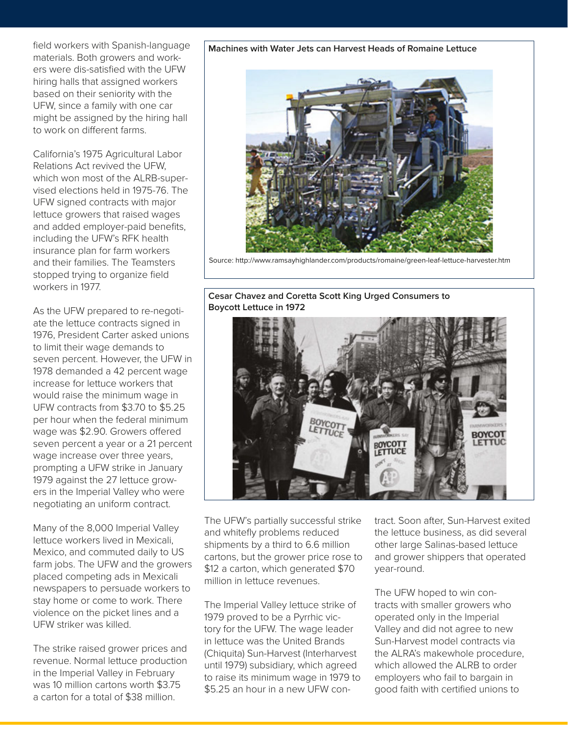field workers with Spanish-language materials. Both growers and workers were dis-satisfied with the UFW hiring halls that assigned workers based on their seniority with the UFW, since a family with one car might be assigned by the hiring hall to work on different farms.

California's 1975 Agricultural Labor Relations Act revived the UFW, which won most of the ALRB-supervised elections held in 1975-76. The UFW signed contracts with major lettuce growers that raised wages and added employer-paid benefits, including the UFW's RFK health insurance plan for farm workers and their families. The Teamsters stopped trying to organize field workers in 1977.

As the UFW prepared to re-negotiate the lettuce contracts signed in 1976, President Carter asked unions to limit their wage demands to seven percent. However, the UFW in 1978 demanded a 42 percent wage increase for lettuce workers that would raise the minimum wage in UFW contracts from $3.70 to $5.25 per hour when the federal minimum wage was $2.90. Growers offered seven percent a year or a 21 percent wage increase over three years, prompting a UFW strike in January 1979 against the 27 lettuce growers in the Imperial Valley who were negotiating an uniform contract.

Many of the 8,000 Imperial Valley lettuce workers lived in Mexicali, Mexico, and commuted daily to US farm jobs. The UFW and the growers placed competing ads in Mexicali newspapers to persuade workers to stay home or come to work. There violence on the picket lines and a UFW striker was killed.

The strike raised grower prices and revenue. Normal lettuce production in the Imperial Valley in February was 10 million cartons worth $3.75 a carton for a total of $38 million.

**Machines with Water Jets can Harvest Heads of Romaine Lettuce**

Source: http://www.ramsayhighlander.com/products/romaine/green-leaf-lettuce-harvester.htm

**Cesar Chavez and Coretta Scott King Urged Consumers to Boycott Lettuce in 1972**

The UFW's partially successful strike and whitefly problems reduced shipments by a third to 6.6 million cartons, but the grower price rose to $12 a carton, which generated $70 million in lettuce revenues.

The Imperial Valley lettuce strike of 1979 proved to be a Pyrrhic victory for the UFW. The wage leader in lettuce was the United Brands (Chiquita) Sun-Harvest (Interharvest until 1979) subsidiary, which agreed to raise its minimum wage in 1979 to $5.25 an hour in a new UFW contract. Soon after, Sun-Harvest exited the lettuce business, as did several other large Salinas-based lettuce and grower shippers that operated year-round.

The UFW hoped to win contracts with smaller growers who operated only in the Imperial Valley and did not agree to new Sun-Harvest model contracts via the ALRA's makewhole procedure, which allowed the ALRB to order employers who fail to bargain in good faith with certified unions to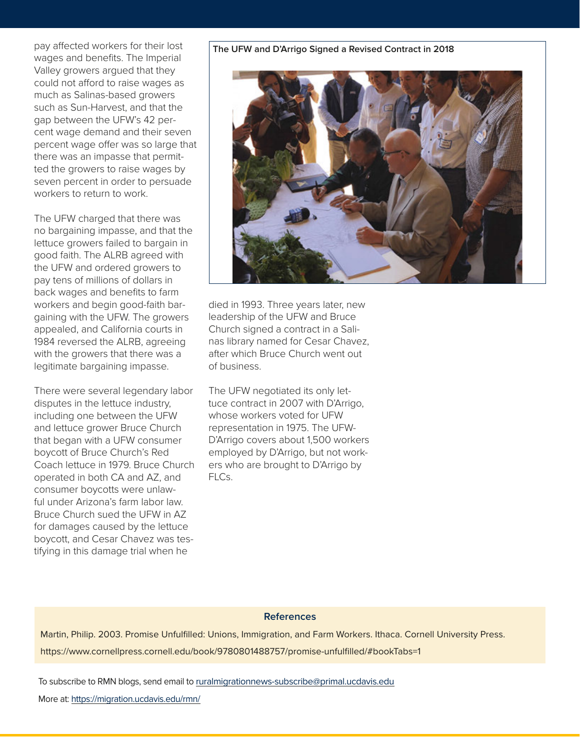pay affected workers for their lost wages and benefits. The Imperial Valley growers argued that they could not afford to raise wages as much as Salinas-based growers such as Sun-Harvest, and that the gap between the UFW's 42 percent wage demand and their seven percent wage offer was so large that there was an impasse that permitted the growers to raise wages by seven percent in order to persuade workers to return to work.

The UFW charged that there was no bargaining impasse, and that the lettuce growers failed to bargain in good faith. The ALRB agreed with the UFW and ordered growers to pay tens of millions of dollars in back wages and benefits to farm workers and begin good-faith bargaining with the UFW. The growers appealed, and California courts in 1984 reversed the ALRB, agreeing with the growers that there was a legitimate bargaining impasse.

There were several legendary labor disputes in the lettuce industry, including one between the UFW and lettuce grower Bruce Church that began with a UFW consumer boycott of Bruce Church's Red Coach lettuce in 1979. Bruce Church operated in both CA and AZ, and consumer boycotts were unlawful under Arizona's farm labor law. Bruce Church sued the UFW in AZ for damages caused by the lettuce boycott, and Cesar Chavez was testifying in this damage trial when he died in 1993. Three years later, new leadership of the UFW and Bruce Church signed a contract in a Salinas library named for Cesar Chavez, after which Bruce Church went out of business.

**The UFW and D'Arrigo Signed a Revised Contract in 2018**

The UFW negotiated its only lettuce contract in 2007 with D'Arrigo, whose workers voted for UFW representation in 1975. The UFW-D'Arrigo covers about 1,500 workers employed by D'Arrigo, but not workers who are brought to D'Arrigo by FLCs.

## References

Martin, Philip. 2003. Promise Unfulfilled: Unions, Immigration, and Farm Workers. Ithaca. Cornell University Press. https://www.cornellpress.cornell.edu/book/9780801488757/promise-unfulfilled/#bookTabs=1

To subscribe to RMN blogs, send email to ruralmigrationnews-subscribe@primal.ucdavis.edu

More at: https://migration.ucdavis.edu/rmn/